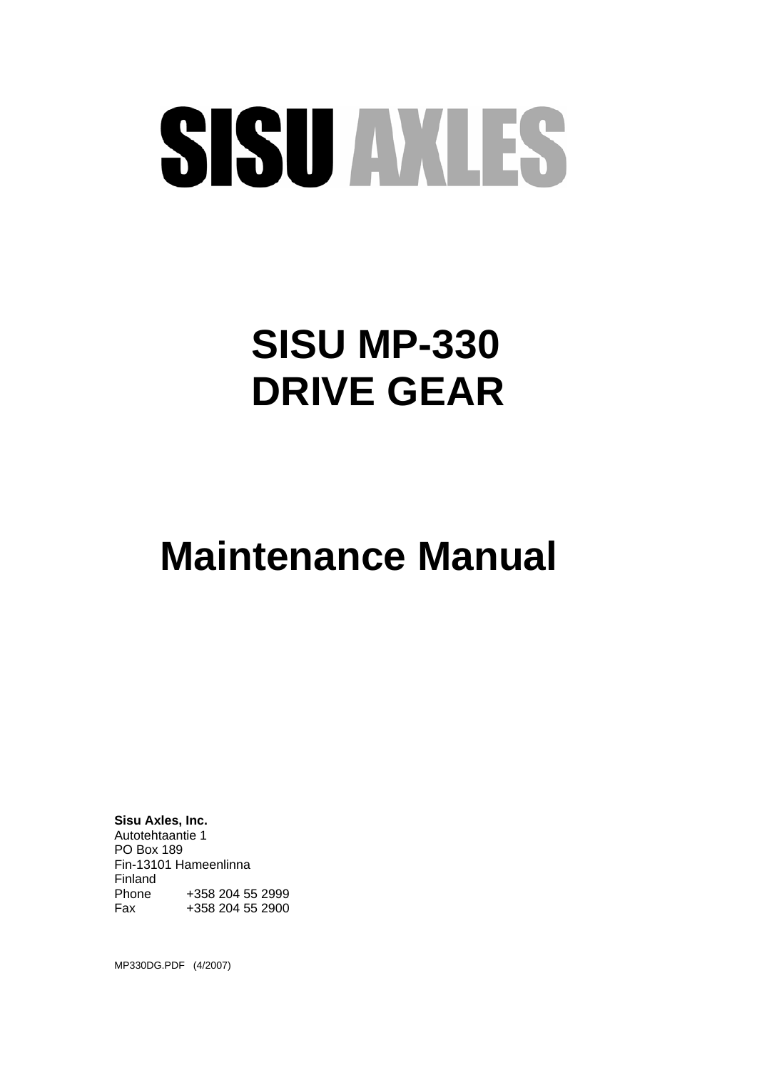# SISU AXLES

# SISU MP-330
# DRIVE GEAR

# Maintenance Manual

**Sisu Axles, Inc.**
Autotehtaantie 1
PO Box 189
Fin-13101 Hameenlinna
Finland
Phone +358 204 55 2999
Fax +358 204 55 2900

MP330DG.PDF (4/2007)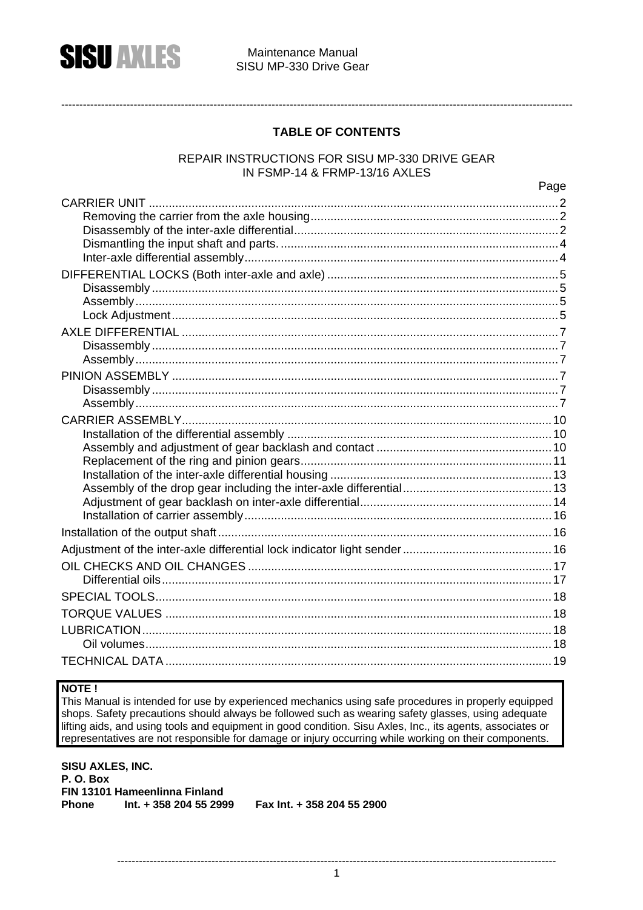# TABLE OF CONTENTS

REPAIR INSTRUCTIONS FOR SISU MP-330 DRIVE GEAR
IN FSMP-14 & FRMP-13/16 AXLES

| | Page |
|---|---|
| CARRIER UNIT | 2 |
| Removing the carrier from the axle housing | 2 |
| Disassembly of the inter-axle differential | 2 |
| Dismantling the input shaft and parts. | 4 |
| Inter-axle differential assembly | 4 |
| DIFFERENTIAL LOCKS (Both inter-axle and axle) | 5 |
| Disassembly | 5 |
| Assembly | 5 |
| Lock Adjustment | 5 |
| AXLE DIFFERENTIAL | 7 |
| Disassembly | 7 |
| Assembly | 7 |
| PINION ASSEMBLY | 7 |
| Disassembly | 7 |
| Assembly | 7 |
| CARRIER ASSEMBLY | 10 |
| Installation of the differential assembly | 10 |
| Assembly and adjustment of gear backlash and contact | 10 |
| Replacement of the ring and pinion gears | 11 |
| Installation of the inter-axle differential housing | 13 |
| Assembly of the drop gear including the inter-axle differential | 13 |
| Adjustment of gear backlash on inter-axle differential | 14 |
| Installation of carrier assembly | 16 |
| Installation of the output shaft | 16 |
| Adjustment of the inter-axle differential lock indicator light sender | 16 |
| OIL CHECKS AND OIL CHANGES | 17 |
| Differential oils | 17 |
| SPECIAL TOOLS | 18 |
| TORQUE VALUES | 18 |
| LUBRICATION | 18 |
| Oil volumes | 18 |
| TECHNICAL DATA | 19 |

**NOTE !**
This Manual is intended for use by experienced mechanics using safe procedures in properly equipped shops. Safety precautions should always be followed such as wearing safety glasses, using adequate lifting aids, and using tools and equipment in good condition. Sisu Axles, Inc., its agents, associates or representatives are not responsible for damage or injury occurring while working on their components.

**SISU AXLES, INC.**
**P. O. Box**
**FIN 13101 Hameenlinna Finland**
**Phone Int. + 358 204 55 2999 Fax Int. + 358 204 55 2900**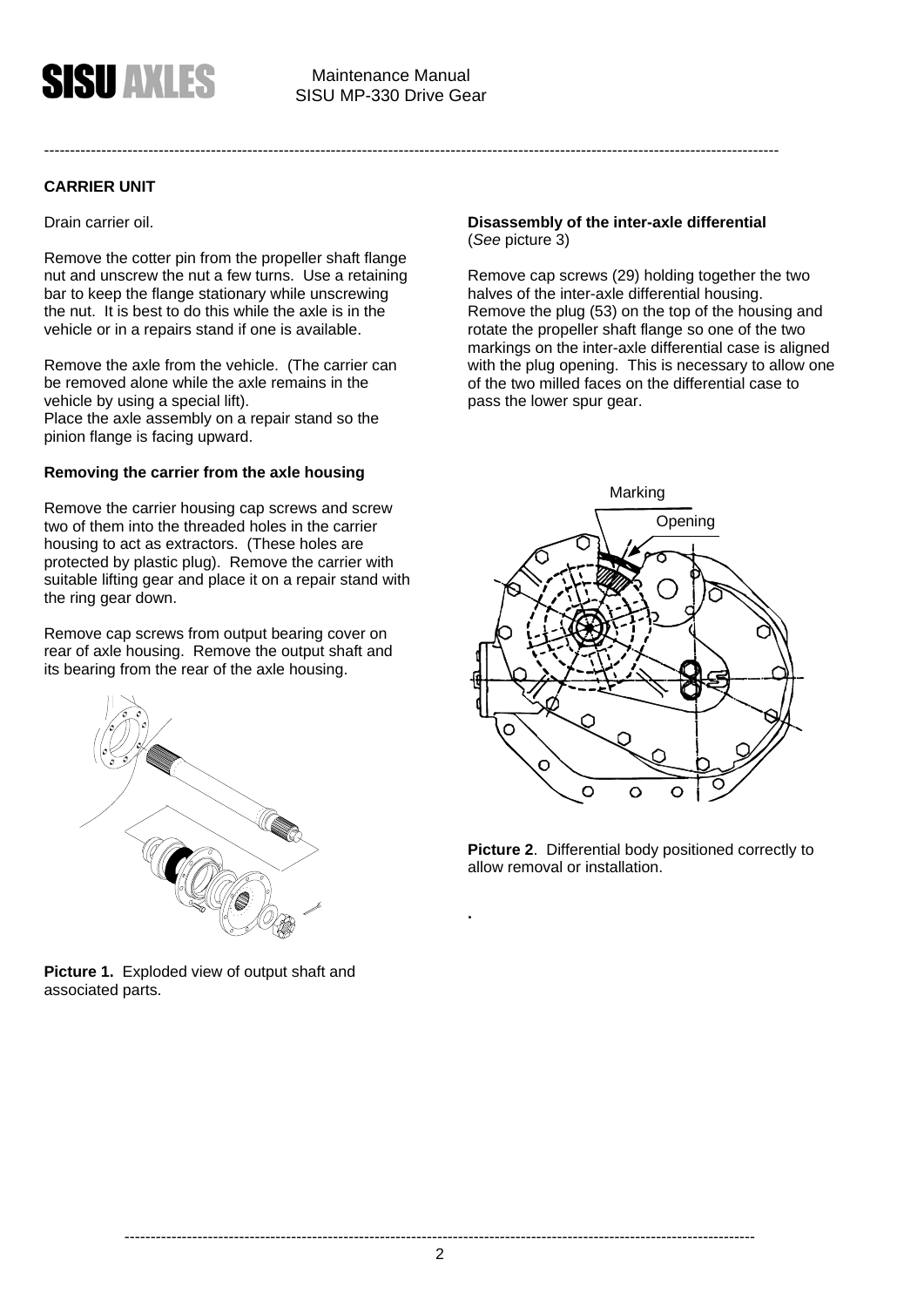## CARRIER UNIT

Drain carrier oil.

Remove the cotter pin from the propeller shaft flange nut and unscrew the nut a few turns. Use a retaining bar to keep the flange stationary while unscrewing the nut. It is best to do this while the axle is in the vehicle or in a repairs stand if one is available.

Remove the axle from the vehicle. (The carrier can be removed alone while the axle remains in the vehicle by using a special lift).
Place the axle assembly on a repair stand so the pinion flange is facing upward.

### Removing the carrier from the axle housing

Remove the carrier housing cap screws and screw two of them into the threaded holes in the carrier housing to act as extractors. (These holes are protected by plastic plug). Remove the carrier with suitable lifting gear and place it on a repair stand with the ring gear down.

Remove cap screws from output bearing cover on rear of axle housing. Remove the output shaft and its bearing from the rear of the axle housing.

**Picture 1.** Exploded view of output shaft and associated parts.

### Disassembly of the inter-axle differential
(*See* picture 3)

Remove cap screws (29) holding together the two halves of the inter-axle differential housing.
Remove the plug (53) on the top of the housing and rotate the propeller shaft flange so one of the two markings on the inter-axle differential case is aligned with the plug opening. This is necessary to allow one of the two milled faces on the differential case to pass the lower spur gear.

**Picture 2.** Differential body positioned correctly to allow removal or installation.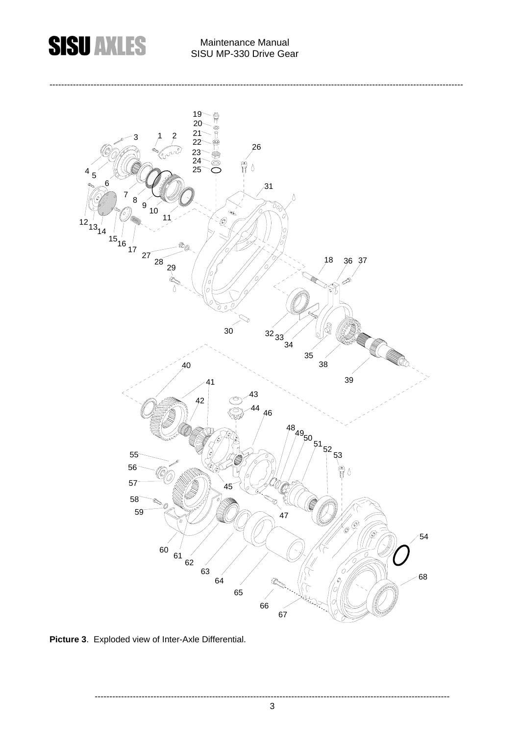**Picture 3**. Exploded view of Inter-Axle Differential.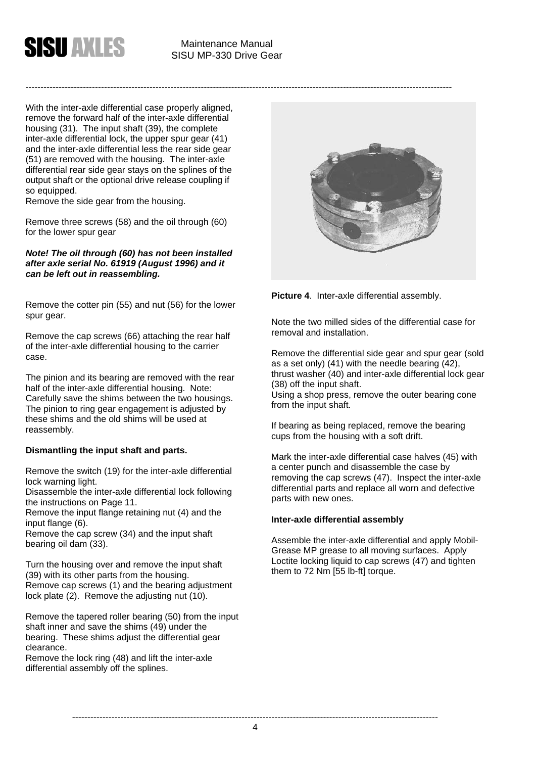With the inter-axle differential case properly aligned, remove the forward half of the inter-axle differential housing (31). The input shaft (39), the complete inter-axle differential lock, the upper spur gear (41) and the inter-axle differential less the rear side gear (51) are removed with the housing. The inter-axle differential rear side gear stays on the splines of the output shaft or the optional drive release coupling if so equipped.
Remove the side gear from the housing.

Remove three screws (58) and the oil through (60) for the lower spur gear

***Note! The oil through (60) has not been installed after axle serial No. 61919 (August 1996) and it can be left out in reassembling.***

Remove the cotter pin (55) and nut (56) for the lower spur gear.

Remove the cap screws (66) attaching the rear half of the inter-axle differential housing to the carrier case.

The pinion and its bearing are removed with the rear half of the inter-axle differential housing. Note: Carefully save the shims between the two housings. The pinion to ring gear engagement is adjusted by these shims and the old shims will be used at reassembly.

**Dismantling the input shaft and parts.**

Remove the switch (19) for the inter-axle differential lock warning light.
Disassemble the inter-axle differential lock following the instructions on Page 11.
Remove the input flange retaining nut (4) and the input flange (6).
Remove the cap screw (34) and the input shaft bearing oil dam (33).

Turn the housing over and remove the input shaft (39) with its other parts from the housing.
Remove cap screws (1) and the bearing adjustment lock plate (2). Remove the adjusting nut (10).

Remove the tapered roller bearing (50) from the input shaft inner and save the shims (49) under the bearing. These shims adjust the differential gear clearance.
Remove the lock ring (48) and lift the inter-axle differential assembly off the splines.

**Picture 4**. Inter-axle differential assembly.

Note the two milled sides of the differential case for removal and installation.

Remove the differential side gear and spur gear (sold as a set only) (41) with the needle bearing (42), thrust washer (40) and inter-axle differential lock gear (38) off the input shaft.
Using a shop press, remove the outer bearing cone from the input shaft.

If bearing as being replaced, remove the bearing cups from the housing with a soft drift.

Mark the inter-axle differential case halves (45) with a center punch and disassemble the case by removing the cap screws (47). Inspect the inter-axle differential parts and replace all worn and defective parts with new ones.

**Inter-axle differential assembly**

Assemble the inter-axle differential and apply Mobil-Grease MP grease to all moving surfaces. Apply Loctite locking liquid to cap screws (47) and tighten them to 72 Nm [55 lb-ft] torque.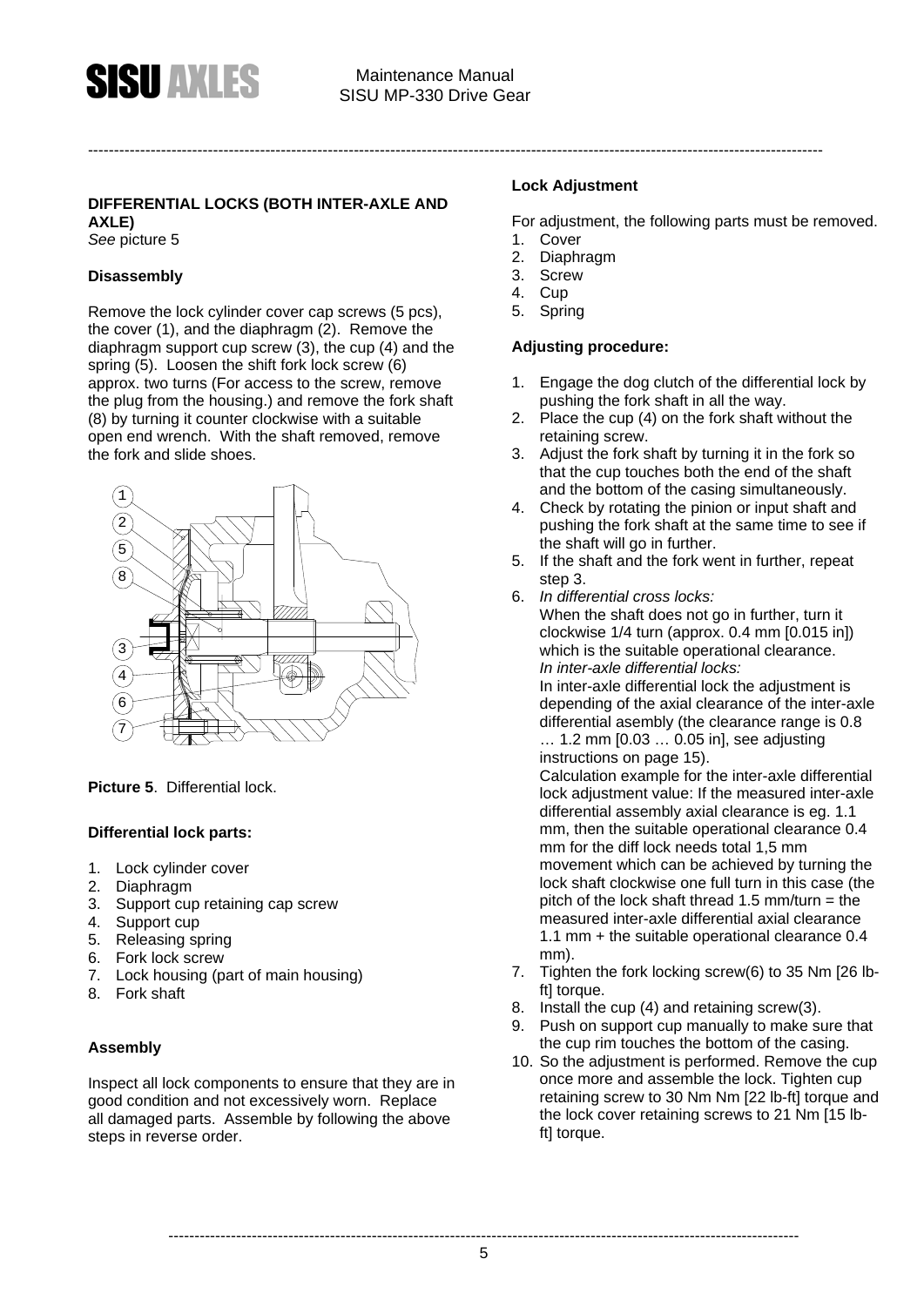## DIFFERENTIAL LOCKS (BOTH INTER-AXLE AND AXLE)

*See* picture 5

### Disassembly

Remove the lock cylinder cover cap screws (5 pcs), the cover (1), and the diaphragm (2). Remove the diaphragm support cup screw (3), the cup (4) and the spring (5). Loosen the shift fork lock screw (6) approx. two turns (For access to the screw, remove the plug from the housing.) and remove the fork shaft (8) by turning it counter clockwise with a suitable open end wrench. With the shaft removed, remove the fork and slide shoes.

**Picture 5**. Differential lock.

### Differential lock parts:

1. Lock cylinder cover
2. Diaphragm
3. Support cup retaining cap screw
4. Support cup
5. Releasing spring
6. Fork lock screw
7. Lock housing (part of main housing)
8. Fork shaft

### Assembly

Inspect all lock components to ensure that they are in good condition and not excessively worn. Replace all damaged parts. Assemble by following the above steps in reverse order.

### Lock Adjustment

For adjustment, the following parts must be removed.

1. Cover
2. Diaphragm
3. Screw
4. Cup
5. Spring

### Adjusting procedure:

1. Engage the dog clutch of the differential lock by pushing the fork shaft in all the way.
2. Place the cup (4) on the fork shaft without the retaining screw.
3. Adjust the fork shaft by turning it in the fork so that the cup touches both the end of the shaft and the bottom of the casing simultaneously.
4. Check by rotating the pinion or input shaft and pushing the fork shaft at the same time to see if the shaft will go in further.
5. If the shaft and the fork went in further, repeat step 3.
6. *In differential cross locks:*
   When the shaft does not go in further, turn it clockwise 1/4 turn (approx. 0.4 mm [0.015 in]) which is the suitable operational clearance.
   *In inter-axle differential locks:*
   In inter-axle differential lock the adjustment is depending of the axial clearance of the inter-axle differential asembly (the clearance range is 0.8 … 1.2 mm [0.03 … 0.05 in], see adjusting instructions on page 15).
   Calculation example for the inter-axle differential lock adjustment value: If the measured inter-axle differential assembly axial clearance is eg. 1.1 mm, then the suitable operational clearance 0.4 mm for the diff lock needs total 1,5 mm movement which can be achieved by turning the lock shaft clockwise one full turn in this case (the pitch of the lock shaft thread 1.5 mm/turn = the measured inter-axle differential axial clearance 1.1 mm + the suitable operational clearance 0.4 mm).
7. Tighten the fork locking screw(6) to 35 Nm [26 lb-ft] torque.
8. Install the cup (4) and retaining screw(3).
9. Push on support cup manually to make sure that the cup rim touches the bottom of the casing.
10. So the adjustment is performed. Remove the cup once more and assemble the lock. Tighten cup retaining screw to 30 Nm Nm [22 lb-ft] torque and the lock cover retaining screws to 21 Nm [15 lb-ft] torque.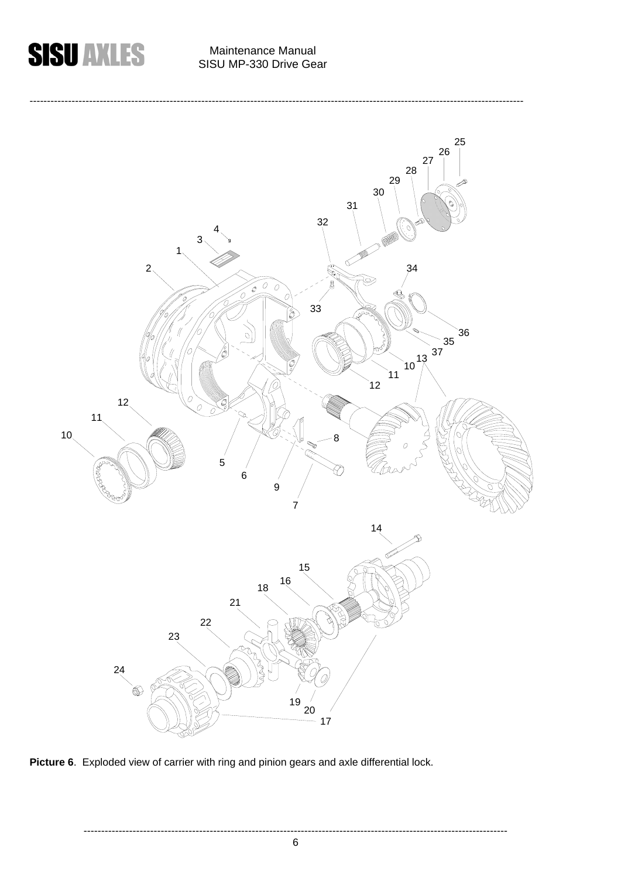**Picture 6**. Exploded view of carrier with ring and pinion gears and axle differential lock.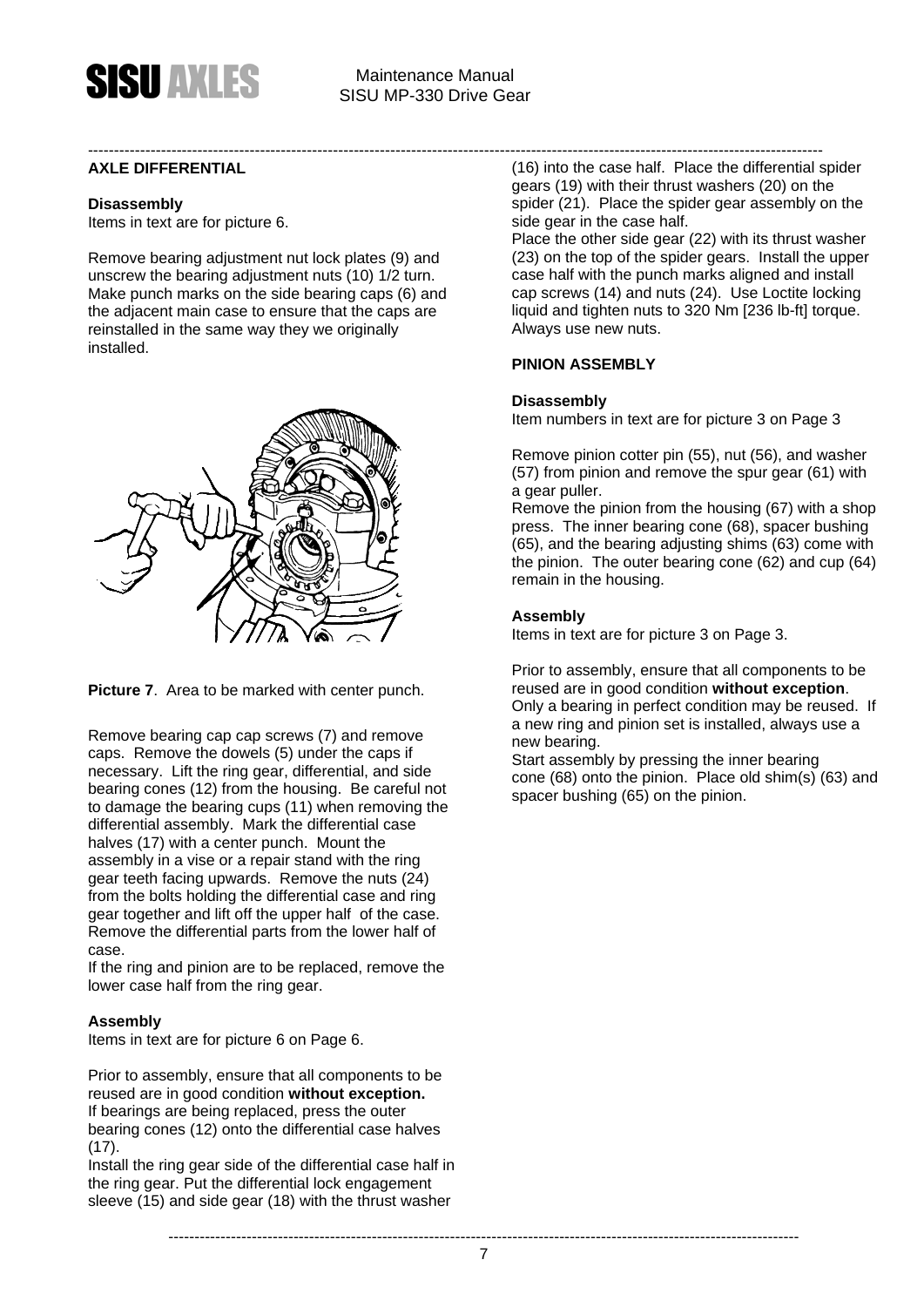## AXLE DIFFERENTIAL

### Disassembly

Items in text are for picture 6.

Remove bearing adjustment nut lock plates (9) and unscrew the bearing adjustment nuts (10) 1/2 turn. Make punch marks on the side bearing caps (6) and the adjacent main case to ensure that the caps are reinstalled in the same way they we originally installed.

**Picture 7**. Area to be marked with center punch.

Remove bearing cap cap screws (7) and remove caps. Remove the dowels (5) under the caps if necessary. Lift the ring gear, differential, and side bearing cones (12) from the housing. Be careful not to damage the bearing cups (11) when removing the differential assembly. Mark the differential case halves (17) with a center punch. Mount the assembly in a vise or a repair stand with the ring gear teeth facing upwards. Remove the nuts (24) from the bolts holding the differential case and ring gear together and lift off the upper half of the case. Remove the differential parts from the lower half of case.

If the ring and pinion are to be replaced, remove the lower case half from the ring gear.

### Assembly

Items in text are for picture 6 on Page 6.

Prior to assembly, ensure that all components to be reused are in good condition **without exception.**

If bearings are being replaced, press the outer bearing cones (12) onto the differential case halves (17).

Install the ring gear side of the differential case half in the ring gear. Put the differential lock engagement sleeve (15) and side gear (18) with the thrust washer (16) into the case half. Place the differential spider gears (19) with their thrust washers (20) on the spider (21). Place the spider gear assembly on the side gear in the case half.

Place the other side gear (22) with its thrust washer (23) on the top of the spider gears. Install the upper case half with the punch marks aligned and install cap screws (14) and nuts (24). Use Loctite locking liquid and tighten nuts to 320 Nm [236 lb-ft] torque. Always use new nuts.

## PINION ASSEMBLY

### Disassembly

Item numbers in text are for picture 3 on Page 3

Remove pinion cotter pin (55), nut (56), and washer (57) from pinion and remove the spur gear (61) with a gear puller.

Remove the pinion from the housing (67) with a shop press. The inner bearing cone (68), spacer bushing (65), and the bearing adjusting shims (63) come with the pinion. The outer bearing cone (62) and cup (64) remain in the housing.

### Assembly

Items in text are for picture 3 on Page 3.

Prior to assembly, ensure that all components to be reused are in good condition **without exception**. Only a bearing in perfect condition may be reused. If a new ring and pinion set is installed, always use a new bearing.

Start assembly by pressing the inner bearing cone (68) onto the pinion. Place old shim(s) (63) and spacer bushing (65) on the pinion.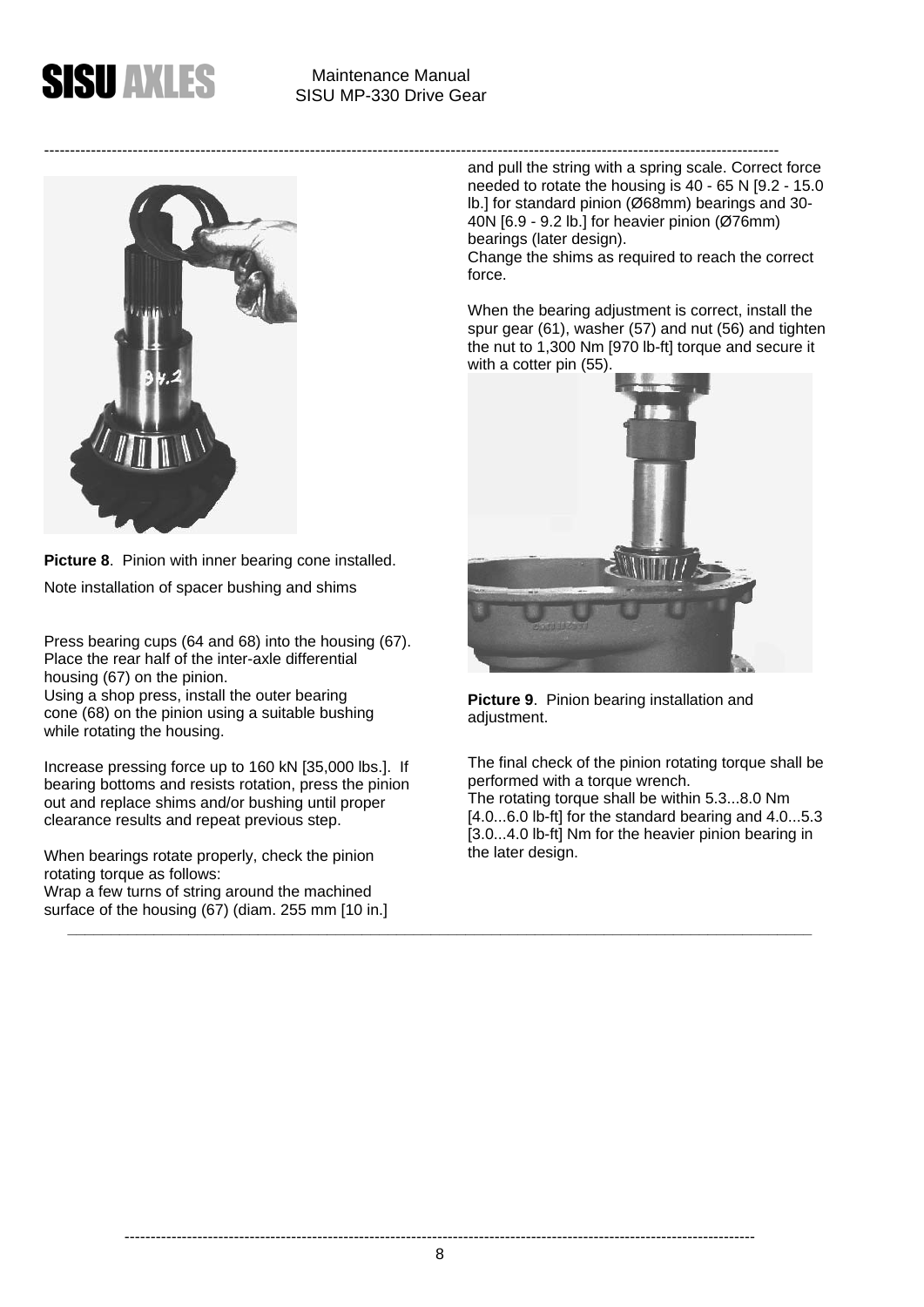**Picture 8**. Pinion with inner bearing cone installed.

Note installation of spacer bushing and shims

Press bearing cups (64 and 68) into the housing (67). Place the rear half of the inter-axle differential housing (67) on the pinion.
Using a shop press, install the outer bearing cone (68) on the pinion using a suitable bushing while rotating the housing.

Increase pressing force up to 160 kN [35,000 lbs.]. If bearing bottoms and resists rotation, press the pinion out and replace shims and/or bushing until proper clearance results and repeat previous step.

When bearings rotate properly, check the pinion rotating torque as follows:
Wrap a few turns of string around the machined surface of the housing (67) (diam. 255 mm [10 in.] and pull the string with a spring scale. Correct force needed to rotate the housing is 40 - 65 N [9.2 - 15.0 lb.] for standard pinion (Ø68mm) bearings and 30-40N [6.9 - 9.2 lb.] for heavier pinion (Ø76mm) bearings (later design).
Change the shims as required to reach the correct force.

When the bearing adjustment is correct, install the spur gear (61), washer (57) and nut (56) and tighten the nut to 1,300 Nm [970 lb-ft] torque and secure it with a cotter pin (55).

**Picture 9**. Pinion bearing installation and adjustment.

The final check of the pinion rotating torque shall be performed with a torque wrench.
The rotating torque shall be within 5.3...8.0 Nm [4.0...6.0 lb-ft] for the standard bearing and 4.0...5.3 [3.0...4.0 lb-ft] Nm for the heavier pinion bearing in the later design.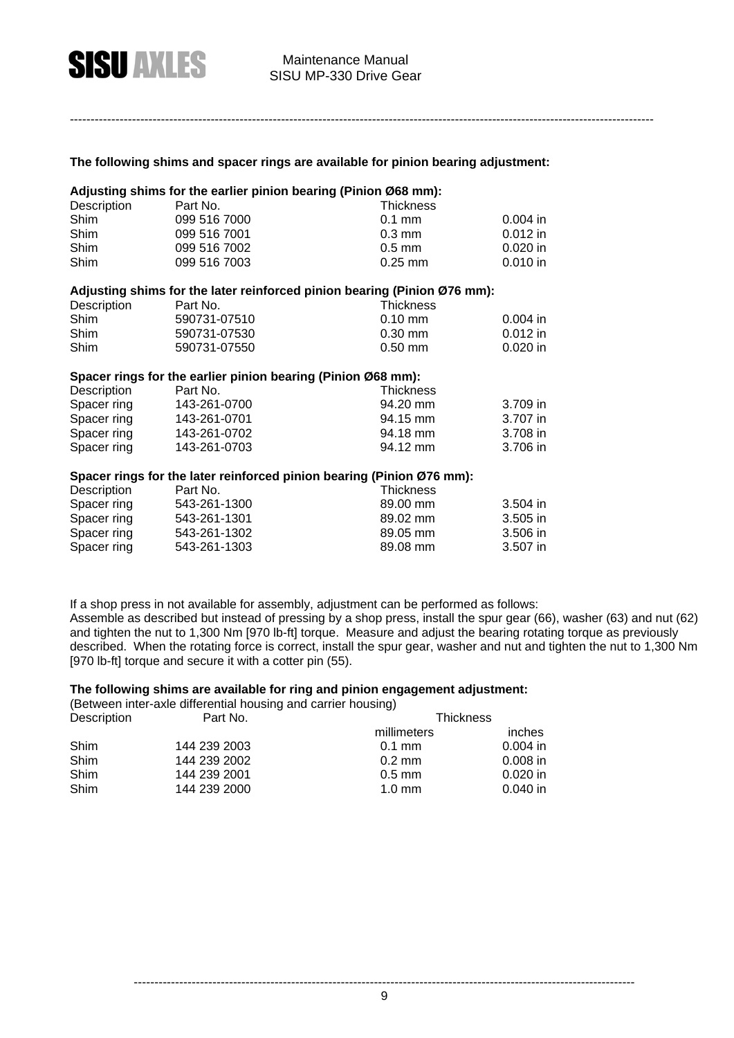**The following shims and spacer rings are available for pinion bearing adjustment:**

**Adjusting shims for the earlier pinion bearing (Pinion Ø68 mm):**

| Description | Part No. | Thickness | |
|---|---|---|---|
| Shim | 099 516 7000 | 0.1 mm | 0.004 in |
| Shim | 099 516 7001 | 0.3 mm | 0.012 in |
| Shim | 099 516 7002 | 0.5 mm | 0.020 in |
| Shim | 099 516 7003 | 0.25 mm | 0.010 in |

**Adjusting shims for the later reinforced pinion bearing (Pinion Ø76 mm):**

| Description | Part No. | Thickness | |
|---|---|---|---|
| Shim | 590731-07510 | 0.10 mm | 0.004 in |
| Shim | 590731-07530 | 0.30 mm | 0.012 in |
| Shim | 590731-07550 | 0.50 mm | 0.020 in |

**Spacer rings for the earlier pinion bearing (Pinion Ø68 mm):**

| Description | Part No. | Thickness | |
|---|---|---|---|
| Spacer ring | 143-261-0700 | 94.20 mm | 3.709 in |
| Spacer ring | 143-261-0701 | 94.15 mm | 3.707 in |
| Spacer ring | 143-261-0702 | 94.18 mm | 3.708 in |
| Spacer ring | 143-261-0703 | 94.12 mm | 3.706 in |

**Spacer rings for the later reinforced pinion bearing (Pinion Ø76 mm):**

| Description | Part No. | Thickness | |
|---|---|---|---|
| Spacer ring | 543-261-1300 | 89.00 mm | 3.504 in |
| Spacer ring | 543-261-1301 | 89.02 mm | 3.505 in |
| Spacer ring | 543-261-1302 | 89.05 mm | 3.506 in |
| Spacer ring | 543-261-1303 | 89.08 mm | 3.507 in |

If a shop press in not available for assembly, adjustment can be performed as follows:
Assemble as described but instead of pressing by a shop press, install the spur gear (66), washer (63) and nut (62) and tighten the nut to 1,300 Nm [970 lb-ft] torque. Measure and adjust the bearing rotating torque as previously described. When the rotating force is correct, install the spur gear, washer and nut and tighten the nut to 1,300 Nm [970 lb-ft] torque and secure it with a cotter pin (55).

**The following shims are available for ring and pinion engagement adjustment:**
(Between inter-axle differential housing and carrier housing)

| Description | Part No. | Thickness | |
|---|---|---|---|
| | | millimeters | inches |
| Shim | 144 239 2003 | 0.1 mm | 0.004 in |
| Shim | 144 239 2002 | 0.2 mm | 0.008 in |
| Shim | 144 239 2001 | 0.5 mm | 0.020 in |
| Shim | 144 239 2000 | 1.0 mm | 0.040 in |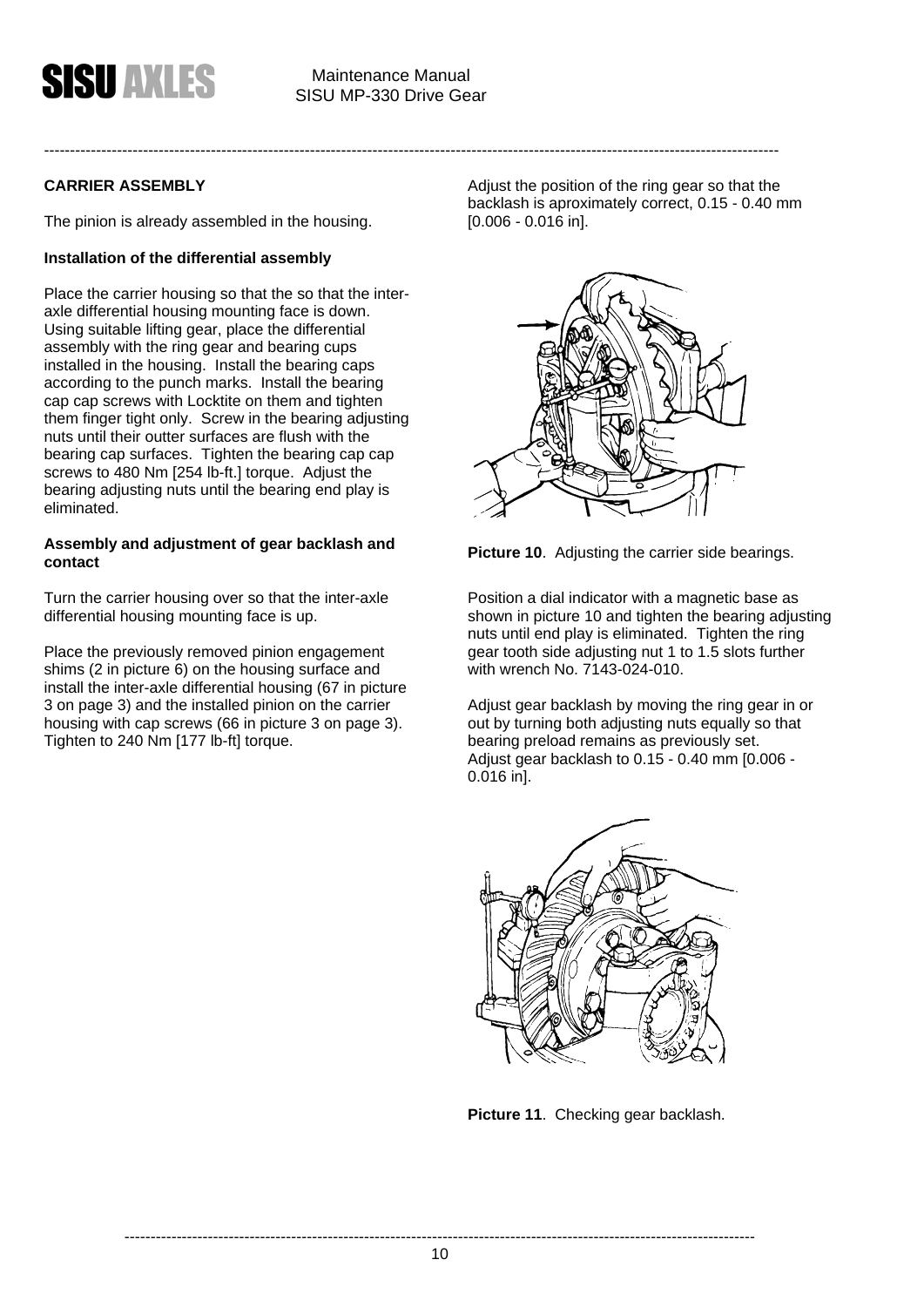## CARRIER ASSEMBLY

The pinion is already assembled in the housing.

### Installation of the differential assembly

Place the carrier housing so that the so that the inter-axle differential housing mounting face is down. Using suitable lifting gear, place the differential assembly with the ring gear and bearing cups installed in the housing. Install the bearing caps according to the punch marks. Install the bearing cap cap screws with Locktite on them and tighten them finger tight only. Screw in the bearing adjusting nuts until their outter surfaces are flush with the bearing cap surfaces. Tighten the bearing cap cap screws to 480 Nm [254 lb-ft.] torque. Adjust the bearing adjusting nuts until the bearing end play is eliminated.

### Assembly and adjustment of gear backlash and contact

Turn the carrier housing over so that the inter-axle differential housing mounting face is up.

Place the previously removed pinion engagement shims (2 in picture 6) on the housing surface and install the inter-axle differential housing (67 in picture 3 on page 3) and the installed pinion on the carrier housing with cap screws (66 in picture 3 on page 3). Tighten to 240 Nm [177 lb-ft] torque.

Adjust the position of the ring gear so that the backlash is aproximately correct, 0.15 - 0.40 mm [0.006 - 0.016 in].

**Picture 10**. Adjusting the carrier side bearings.

Position a dial indicator with a magnetic base as shown in picture 10 and tighten the bearing adjusting nuts until end play is eliminated. Tighten the ring gear tooth side adjusting nut 1 to 1.5 slots further with wrench No. 7143-024-010.

Adjust gear backlash by moving the ring gear in or out by turning both adjusting nuts equally so that bearing preload remains as previously set. Adjust gear backlash to 0.15 - 0.40 mm [0.006 - 0.016 in].

**Picture 11**. Checking gear backlash.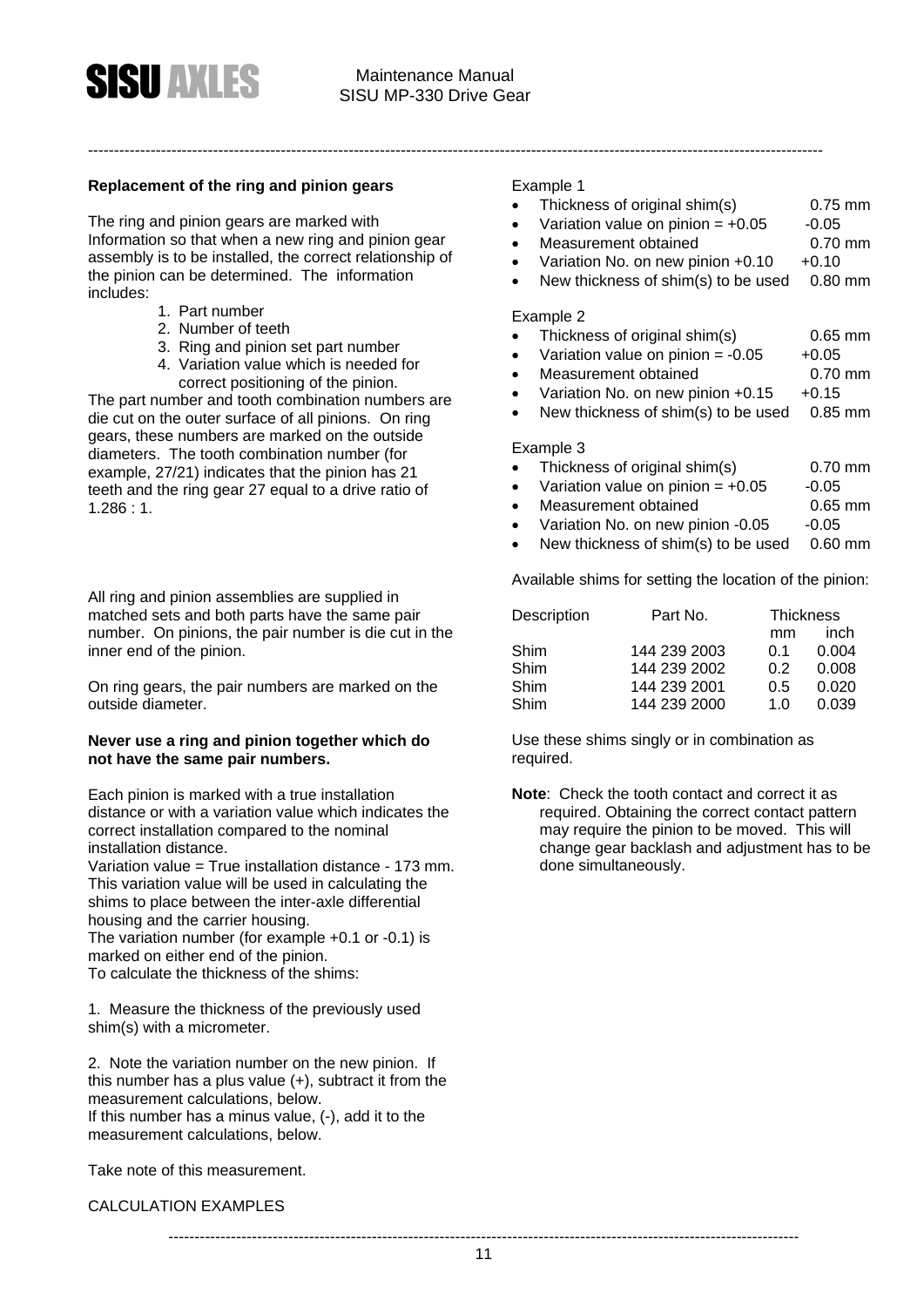## Replacement of the ring and pinion gears

The ring and pinion gears are marked with Information so that when a new ring and pinion gear assembly is to be installed, the correct relationship of the pinion can be determined. The information includes:

1. Part number
2. Number of teeth
3. Ring and pinion set part number
4. Variation value which is needed for correct positioning of the pinion.

The part number and tooth combination numbers are die cut on the outer surface of all pinions. On ring gears, these numbers are marked on the outside diameters. The tooth combination number (for example, 27/21) indicates that the pinion has 21 teeth and the ring gear 27 equal to a drive ratio of 1.286 : 1.

All ring and pinion assemblies are supplied in matched sets and both parts have the same pair number. On pinions, the pair number is die cut in the inner end of the pinion.

On ring gears, the pair numbers are marked on the outside diameter.

**Never use a ring and pinion together which do not have the same pair numbers.**

Each pinion is marked with a true installation distance or with a variation value which indicates the correct installation compared to the nominal installation distance.
Variation value = True installation distance - 173 mm.
This variation value will be used in calculating the shims to place between the inter-axle differential housing and the carrier housing.
The variation number (for example +0.1 or -0.1) is marked on either end of the pinion.
To calculate the thickness of the shims:

1. Measure the thickness of the previously used shim(s) with a micrometer.

2. Note the variation number on the new pinion. If this number has a plus value (+), subtract it from the measurement calculations, below.
If this number has a minus value, (-), add it to the measurement calculations, below.

Take note of this measurement.

CALCULATION EXAMPLES

Example 1

- Thickness of original shim(s) 0.75 mm
- Variation value on pinion = +0.05 -0.05
- Measurement obtained 0.70 mm
- Variation No. on new pinion +0.10 +0.10
- New thickness of shim(s) to be used 0.80 mm

Example 2

- Thickness of original shim(s) 0.65 mm
- Variation value on pinion = -0.05 +0.05
- Measurement obtained 0.70 mm
- Variation No. on new pinion +0.15 +0.15
- New thickness of shim(s) to be used 0.85 mm

Example 3

- Thickness of original shim(s) 0.70 mm
- Variation value on pinion = +0.05 -0.05
- Measurement obtained 0.65 mm
- Variation No. on new pinion -0.05 -0.05
- New thickness of shim(s) to be used 0.60 mm

Available shims for setting the location of the pinion:

| Description | Part No. | Thickness mm | Thickness inch |
|---|---|---|---|
| Shim | 144 239 2003 | 0.1 | 0.004 |
| Shim | 144 239 2002 | 0.2 | 0.008 |
| Shim | 144 239 2001 | 0.5 | 0.020 |
| Shim | 144 239 2000 | 1.0 | 0.039 |

Use these shims singly or in combination as required.

**Note**: Check the tooth contact and correct it as required. Obtaining the correct contact pattern may require the pinion to be moved. This will change gear backlash and adjustment has to be done simultaneously.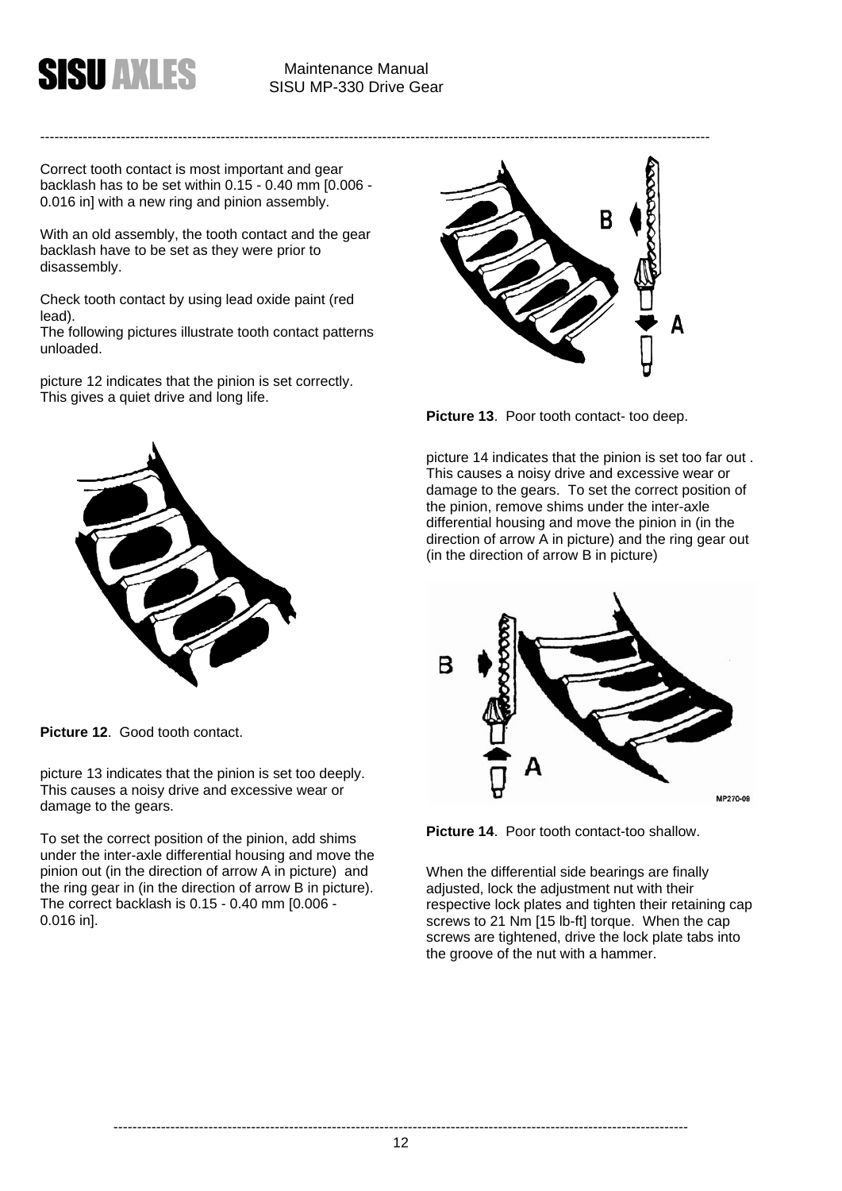Correct tooth contact is most important and gear backlash has to be set within 0.15 - 0.40 mm [0.006 - 0.016 in] with a new ring and pinion assembly.

With an old assembly, the tooth contact and the gear backlash have to be set as they were prior to disassembly.

Check tooth contact by using lead oxide paint (red lead).
The following pictures illustrate tooth contact patterns unloaded.

picture 12 indicates that the pinion is set correctly. This gives a quiet drive and long life.

**Picture 12**. Good tooth contact.

picture 13 indicates that the pinion is set too deeply. This causes a noisy drive and excessive wear or damage to the gears.

To set the correct position of the pinion, add shims under the inter-axle differential housing and move the pinion out (in the direction of arrow A in picture) and the ring gear in (in the direction of arrow B in picture). The correct backlash is 0.15 - 0.40 mm [0.006 - 0.016 in].

**Picture 13**. Poor tooth contact- too deep.

picture 14 indicates that the pinion is set too far out . This causes a noisy drive and excessive wear or damage to the gears. To set the correct position of the pinion, remove shims under the inter-axle differential housing and move the pinion in (in the direction of arrow A in picture) and the ring gear out (in the direction of arrow B in picture)

**Picture 14**. Poor tooth contact-too shallow.

When the differential side bearings are finally adjusted, lock the adjustment nut with their respective lock plates and tighten their retaining cap screws to 21 Nm [15 lb-ft] torque. When the cap screws are tightened, drive the lock plate tabs into the groove of the nut with a hammer.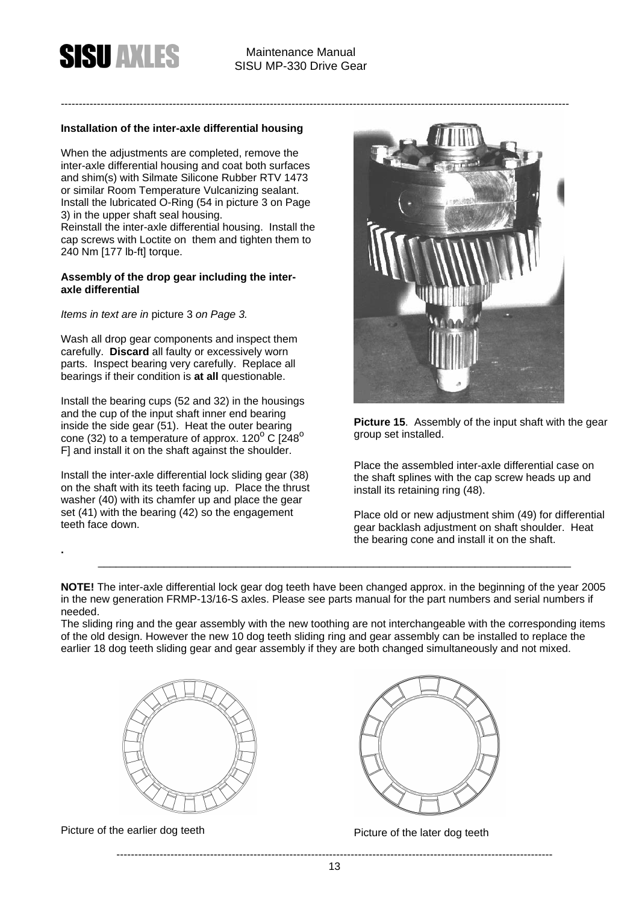### Installation of the inter-axle differential housing

When the adjustments are completed, remove the inter-axle differential housing and coat both surfaces and shim(s) with Silmate Silicone Rubber RTV 1473 or similar Room Temperature Vulcanizing sealant. Install the lubricated O-Ring (54 in picture 3 on Page 3) in the upper shaft seal housing.
Reinstall the inter-axle differential housing. Install the cap screws with Loctite on them and tighten them to 240 Nm [177 lb-ft] torque.

### Assembly of the drop gear including the inter-axle differential

*Items in text are in* picture 3 *on Page 3.*

Wash all drop gear components and inspect them carefully. **Discard** all faulty or excessively worn parts. Inspect bearing very carefully. Replace all bearings if their condition is **at all** questionable.

Install the bearing cups (52 and 32) in the housings and the cup of the input shaft inner end bearing inside the side gear (51). Heat the outer bearing cone (32) to a temperature of approx. 120° C [248° F] and install it on the shaft against the shoulder.

Install the inter-axle differential lock sliding gear (38) on the shaft with its teeth facing up. Place the thrust washer (40) with its chamfer up and place the gear set (41) with the bearing (42) so the engagement teeth face down.

**Picture 15**. Assembly of the input shaft with the gear group set installed.

Place the assembled inter-axle differential case on the shaft splines with the cap screw heads up and install its retaining ring (48).

Place old or new adjustment shim (49) for differential gear backlash adjustment on shaft shoulder. Heat the bearing cone and install it on the shaft.

**NOTE!** The inter-axle differential lock gear dog teeth have been changed approx. in the beginning of the year 2005 in the new generation FRMP-13/16-S axles. Please see parts manual for the part numbers and serial numbers if needed.
The sliding ring and the gear assembly with the new toothing are not interchangeable with the corresponding items of the old design. However the new 10 dog teeth sliding ring and gear assembly can be installed to replace the earlier 18 dog teeth sliding gear and gear assembly if they are both changed simultaneously and not mixed.

Picture of the earlier dog teeth

Picture of the later dog teeth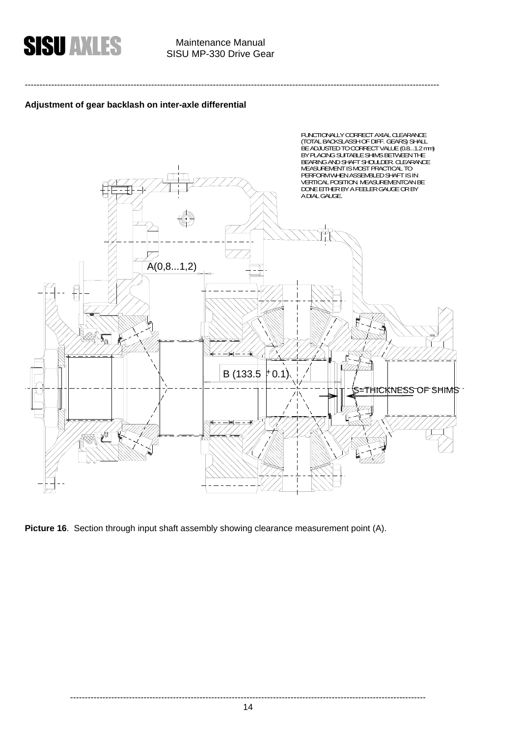## Adjustment of gear backlash on inter-axle differential

FUNCTIONALLY CORRECT AXIAL CLEARANCE (TOTAL BACKSLASSH OF DIFF. GEARS) SHALL BE ADJUSTED TO CORRECT VALUE (0.8...1.2 mm) BY PLACING SUITABLE SHIMS BETWEEN THE BEARING AND SHAFT SHOULDER. CLEARANCE MEASUREMENT IS MOST PRACTICAL TO PERFORM WHEN ASSEMBLED SHAFT IS IN VERTICAL POSITION. MEASUREMENTCAN BE DONE EITHER BY A FEELER GAUGE OR BY A DIAL GAUGE.

A(0,8...1,2)

B (133.5 $\pm$ 0.1)

S=THICKNESS OF SHIMS

**Picture 16**. Section through input shaft assembly showing clearance measurement point (A).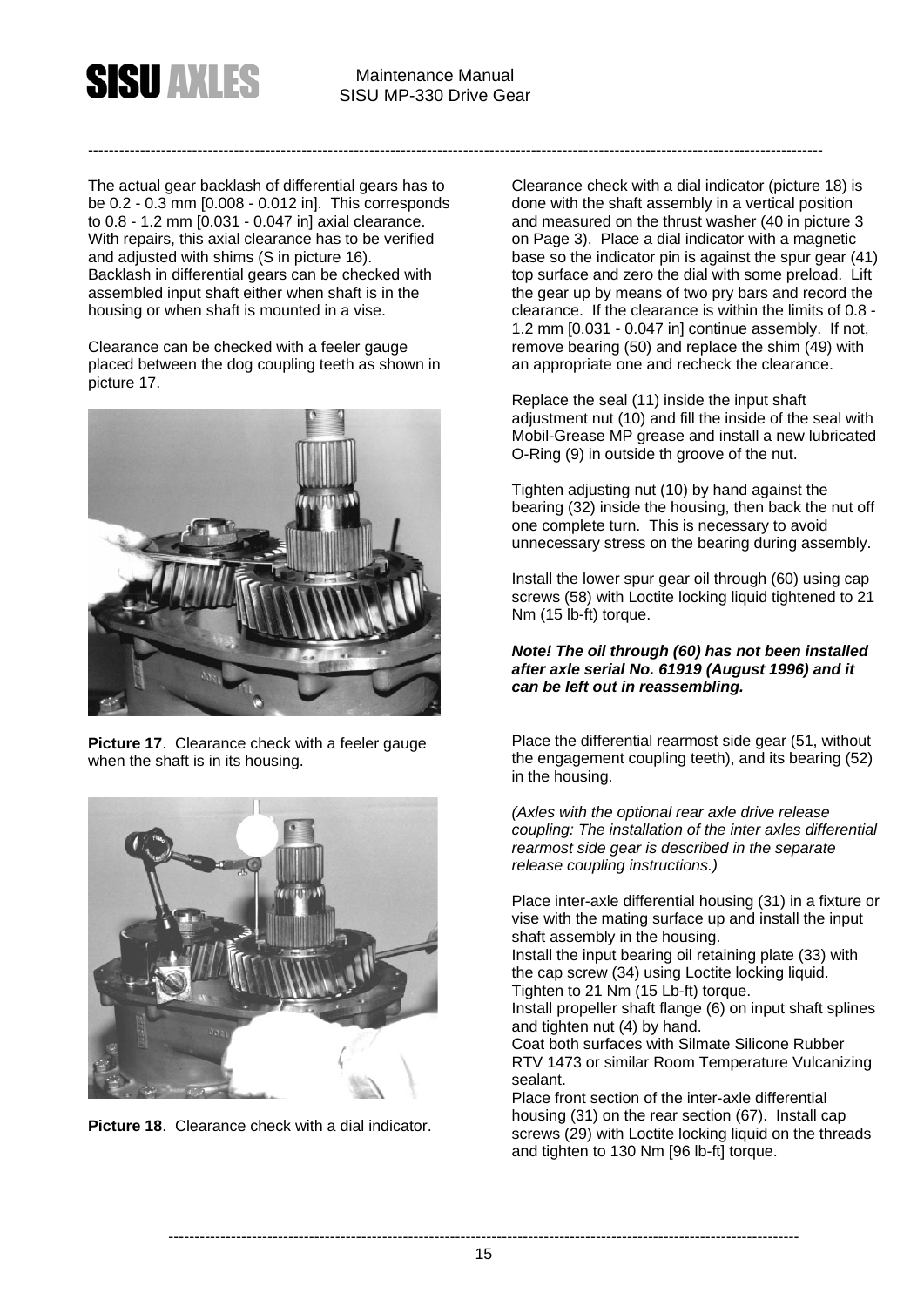The actual gear backlash of differential gears has to be 0.2 - 0.3 mm [0.008 - 0.012 in]. This corresponds to 0.8 - 1.2 mm [0.031 - 0.047 in] axial clearance. With repairs, this axial clearance has to be verified and adjusted with shims (S in picture 16). Backlash in differential gears can be checked with assembled input shaft either when shaft is in the housing or when shaft is mounted in a vise.

Clearance can be checked with a feeler gauge placed between the dog coupling teeth as shown in picture 17.

**Picture 17**. Clearance check with a feeler gauge when the shaft is in its housing.

**Picture 18**. Clearance check with a dial indicator.

Clearance check with a dial indicator (picture 18) is done with the shaft assembly in a vertical position and measured on the thrust washer (40 in picture 3 on Page 3). Place a dial indicator with a magnetic base so the indicator pin is against the spur gear (41) top surface and zero the dial with some preload. Lift the gear up by means of two pry bars and record the clearance. If the clearance is within the limits of 0.8 - 1.2 mm [0.031 - 0.047 in] continue assembly. If not, remove bearing (50) and replace the shim (49) with an appropriate one and recheck the clearance.

Replace the seal (11) inside the input shaft adjustment nut (10) and fill the inside of the seal with Mobil-Grease MP grease and install a new lubricated O-Ring (9) in outside th groove of the nut.

Tighten adjusting nut (10) by hand against the bearing (32) inside the housing, then back the nut off one complete turn. This is necessary to avoid unnecessary stress on the bearing during assembly.

Install the lower spur gear oil through (60) using cap screws (58) with Loctite locking liquid tightened to 21 Nm (15 lb-ft) torque.

***Note! The oil through (60) has not been installed after axle serial No. 61919 (August 1996) and it can be left out in reassembling.***

Place the differential rearmost side gear (51, without the engagement coupling teeth), and its bearing (52) in the housing.

*(Axles with the optional rear axle drive release coupling: The installation of the inter axles differential rearmost side gear is described in the separate release coupling instructions.)*

Place inter-axle differential housing (31) in a fixture or vise with the mating surface up and install the input shaft assembly in the housing.
Install the input bearing oil retaining plate (33) with the cap screw (34) using Loctite locking liquid. Tighten to 21 Nm (15 Lb-ft) torque.
Install propeller shaft flange (6) on input shaft splines and tighten nut (4) by hand.
Coat both surfaces with Silmate Silicone Rubber RTV 1473 or similar Room Temperature Vulcanizing sealant.
Place front section of the inter-axle differential housing (31) on the rear section (67). Install cap screws (29) with Loctite locking liquid on the threads and tighten to 130 Nm [96 lb-ft] torque.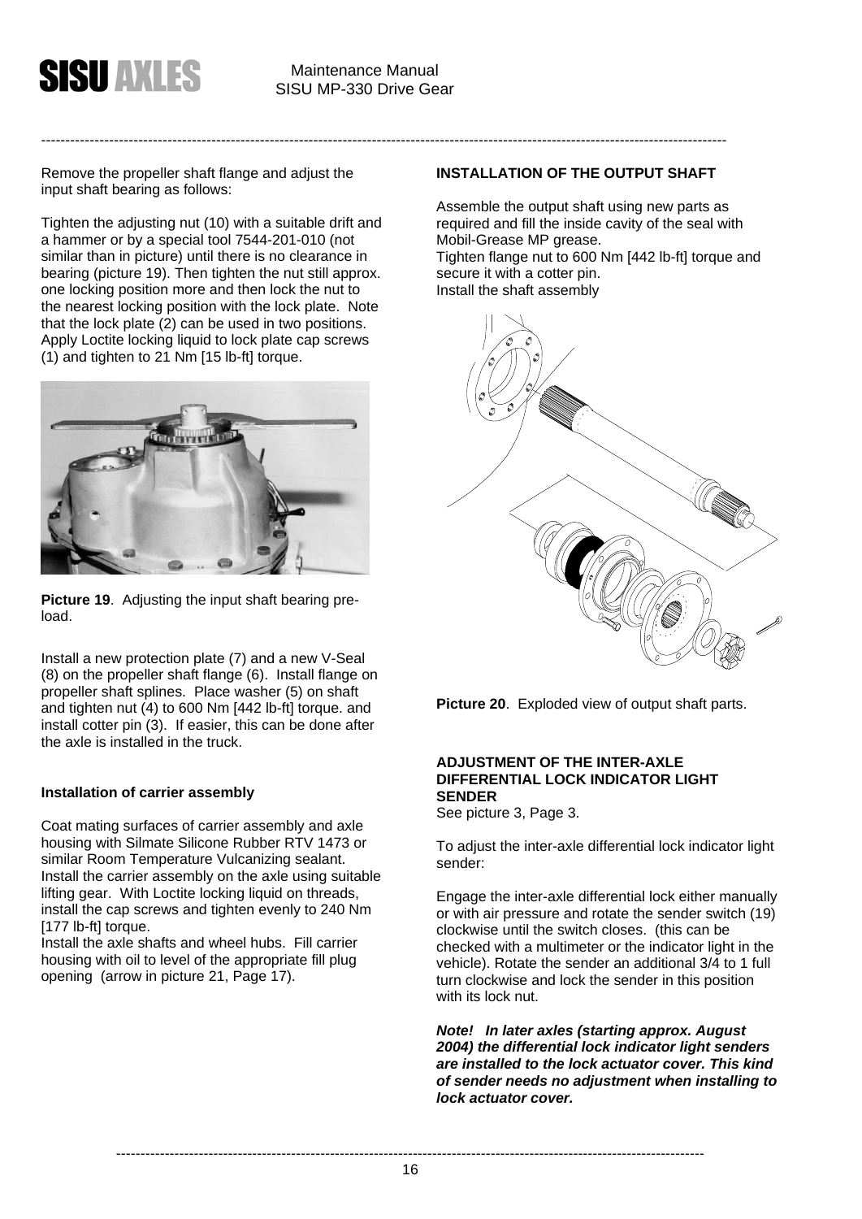Remove the propeller shaft flange and adjust the input shaft bearing as follows:

Tighten the adjusting nut (10) with a suitable drift and a hammer or by a special tool 7544-201-010 (not similar than in picture) until there is no clearance in bearing (picture 19). Then tighten the nut still approx. one locking position more and then lock the nut to the nearest locking position with the lock plate. Note that the lock plate (2) can be used in two positions. Apply Loctite locking liquid to lock plate cap screws (1) and tighten to 21 Nm [15 lb-ft] torque.

**Picture 19**. Adjusting the input shaft bearing pre-load.

Install a new protection plate (7) and a new V-Seal (8) on the propeller shaft flange (6). Install flange on propeller shaft splines. Place washer (5) on shaft and tighten nut (4) to 600 Nm [442 lb-ft] torque. and install cotter pin (3). If easier, this can be done after the axle is installed in the truck.

### Installation of carrier assembly

Coat mating surfaces of carrier assembly and axle housing with Silmate Silicone Rubber RTV 1473 or similar Room Temperature Vulcanizing sealant. Install the carrier assembly on the axle using suitable lifting gear. With Loctite locking liquid on threads, install the cap screws and tighten evenly to 240 Nm [177 lb-ft] torque.
Install the axle shafts and wheel hubs. Fill carrier housing with oil to level of the appropriate fill plug opening (arrow in picture 21, Page 17).

### INSTALLATION OF THE OUTPUT SHAFT

Assemble the output shaft using new parts as required and fill the inside cavity of the seal with Mobil-Grease MP grease.
Tighten flange nut to 600 Nm [442 lb-ft] torque and secure it with a cotter pin.
Install the shaft assembly

**Picture 20**. Exploded view of output shaft parts.

### ADJUSTMENT OF THE INTER-AXLE DIFFERENTIAL LOCK INDICATOR LIGHT SENDER

See picture 3, Page 3.

To adjust the inter-axle differential lock indicator light sender:

Engage the inter-axle differential lock either manually or with air pressure and rotate the sender switch (19) clockwise until the switch closes. (this can be checked with a multimeter or the indicator light in the vehicle). Rotate the sender an additional 3/4 to 1 full turn clockwise and lock the sender in this position with its lock nut.

***Note! In later axles (starting approx. August 2004) the differential lock indicator light senders are installed to the lock actuator cover. This kind of sender needs no adjustment when installing to lock actuator cover.***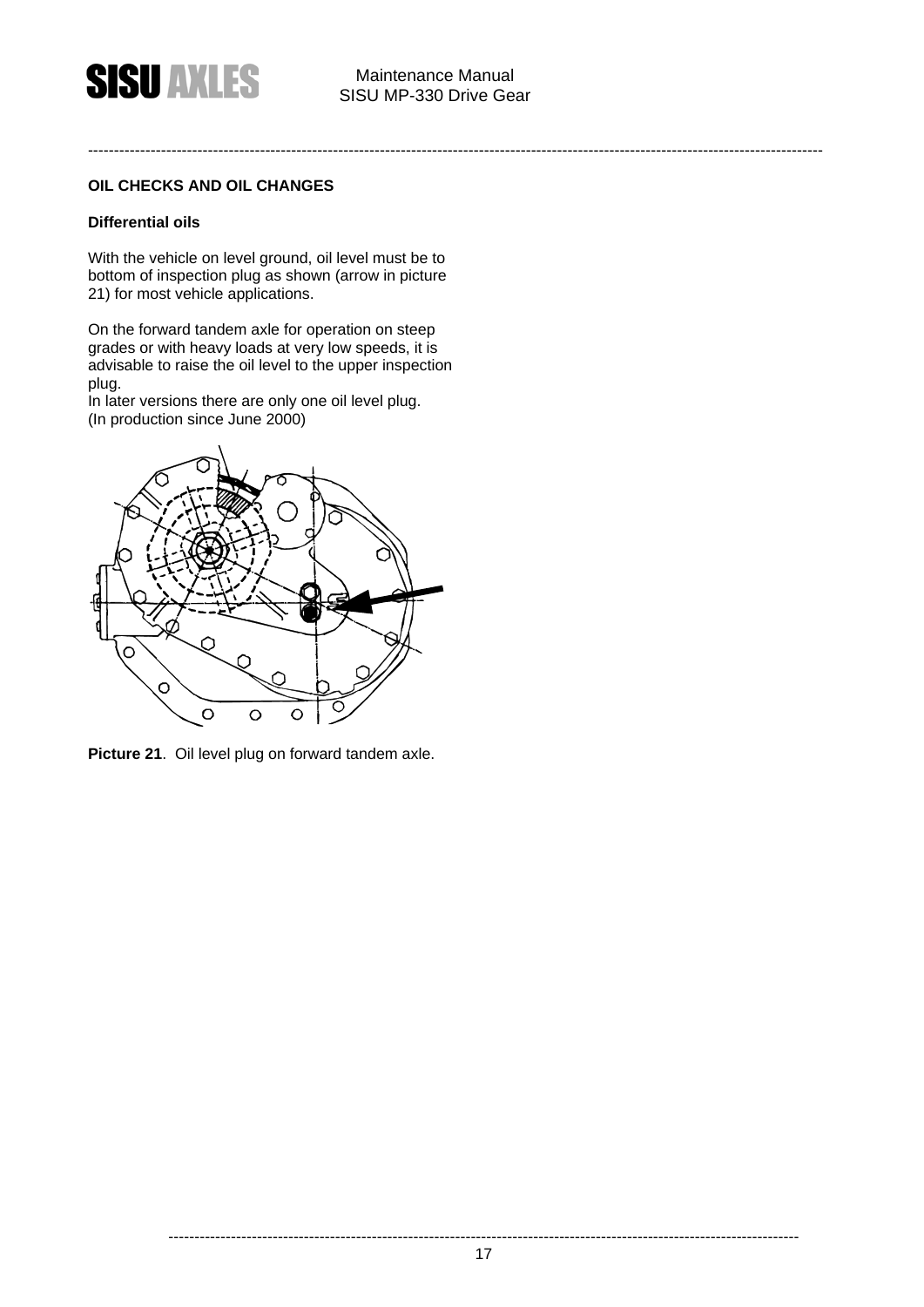## OIL CHECKS AND OIL CHANGES

### Differential oils

With the vehicle on level ground, oil level must be to bottom of inspection plug as shown (arrow in picture 21) for most vehicle applications.

On the forward tandem axle for operation on steep grades or with heavy loads at very low speeds, it is advisable to raise the oil level to the upper inspection plug.
In later versions there are only one oil level plug.
(In production since June 2000)

**Picture 21**. Oil level plug on forward tandem axle.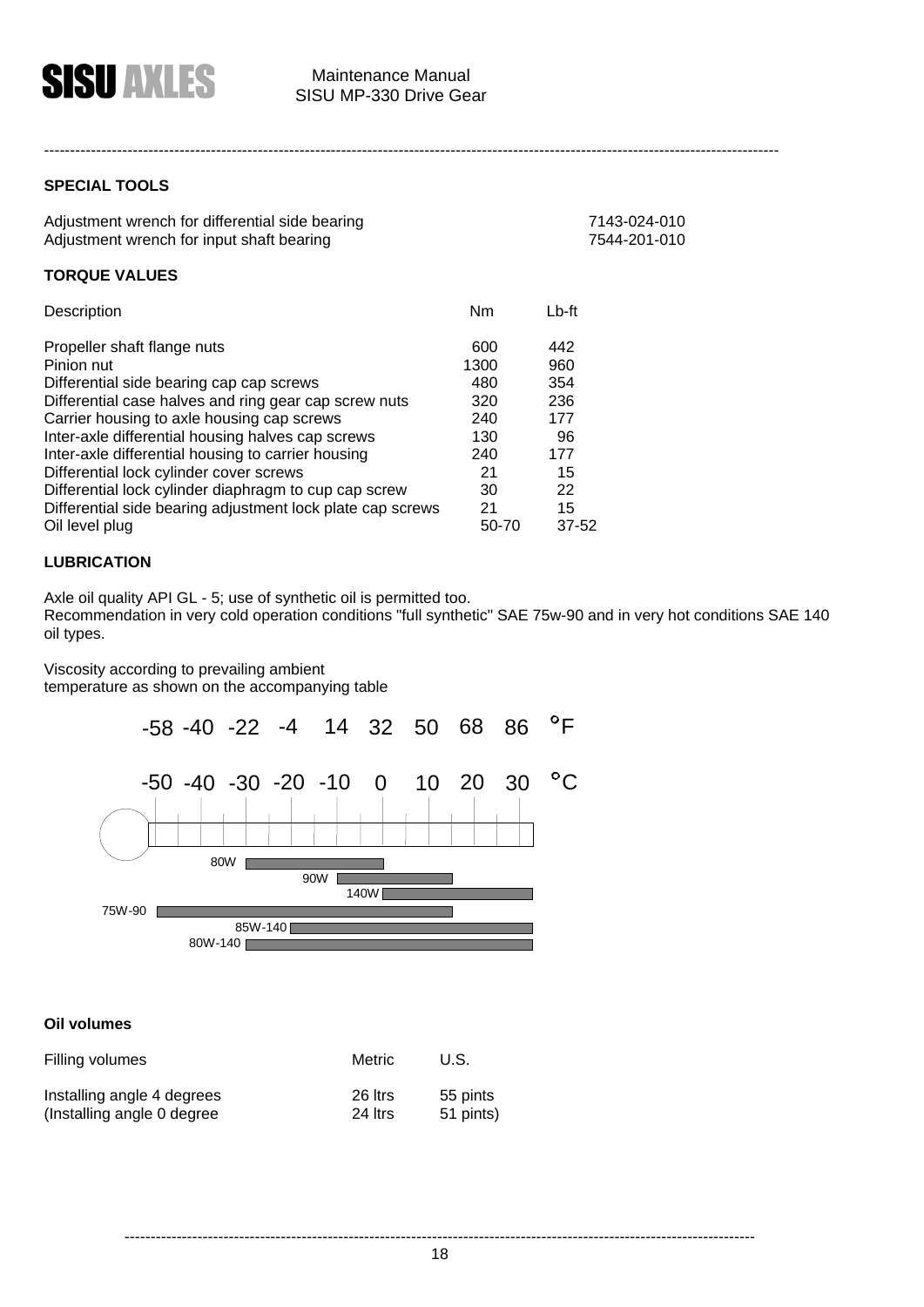## SPECIAL TOOLS

| | |
|---|---|
| Adjustment wrench for differential side bearing | 7143-024-010 |
| Adjustment wrench for input shaft bearing | 7544-201-010 |

## TORQUE VALUES

| Description | Nm | Lb-ft |
|---|---|---|
| Propeller shaft flange nuts | 600 | 442 |
| Pinion nut | 1300 | 960 |
| Differential side bearing cap cap screws | 480 | 354 |
| Differential case halves and ring gear cap screw nuts | 320 | 236 |
| Carrier housing to axle housing cap screws | 240 | 177 |
| Inter-axle differential housing halves cap screws | 130 | 96 |
| Inter-axle differential housing to carrier housing | 240 | 177 |
| Differential lock cylinder cover screws | 21 | 15 |
| Differential lock cylinder diaphragm to cup cap screw | 30 | 22 |
| Differential side bearing adjustment lock plate cap screws | 21 | 15 |
| Oil level plug | 50-70 | 37-52 |

## LUBRICATION

Axle oil quality API GL - 5; use of synthetic oil is permitted too.
Recommendation in very cold operation conditions "full synthetic" SAE 75w-90 and in very hot conditions SAE 140 oil types.

Viscosity according to prevailing ambient temperature as shown on the accompanying table

| °F | -58 | -40 | -22 | -4 | 14 | 32 | 50 | 68 | 86 |
|---|---|---|---|---|---|---|---|---|---|
| °C | -50 | -40 | -30 | -20 | -10 | 0 | 10 | 20 | 30 |

80W

90W

140W

75W-90

85W-140

80W-140

### Oil volumes

| Filling volumes | Metric | U.S. |
|---|---|---|
| Installing angle 4 degrees | 26 ltrs | 55 pints |
| (Installing angle 0 degree | 24 ltrs | 51 pints) |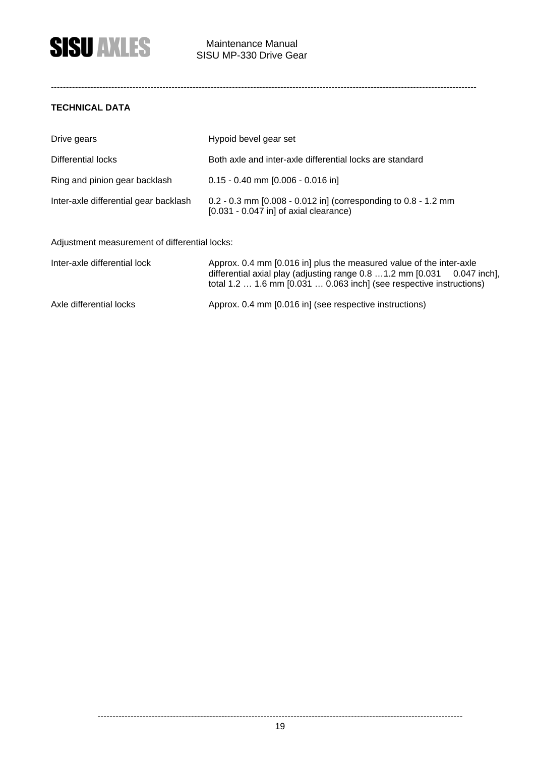**TECHNICAL DATA**

| | |
|---|---|
| Drive gears | Hypoid bevel gear set |
| Differential locks | Both axle and inter-axle differential locks are standard |
| Ring and pinion gear backlash | 0.15 - 0.40 mm [0.006 - 0.016 in] |
| Inter-axle differential gear backlash | 0.2 - 0.3 mm [0.008 - 0.012 in] (corresponding to 0.8 - 1.2 mm [0.031 - 0.047 in] of axial clearance) |

Adjustment measurement of differential locks:

| | |
|---|---|
| Inter-axle differential lock | Approx. 0.4 mm [0.016 in] plus the measured value of the inter-axle differential axial play (adjusting range 0.8 …1.2 mm [0.031     0.047 inch], total 1.2 … 1.6 mm [0.031 … 0.063 inch] (see respective instructions) |
| Axle differential locks | Approx. 0.4 mm [0.016 in] (see respective instructions) |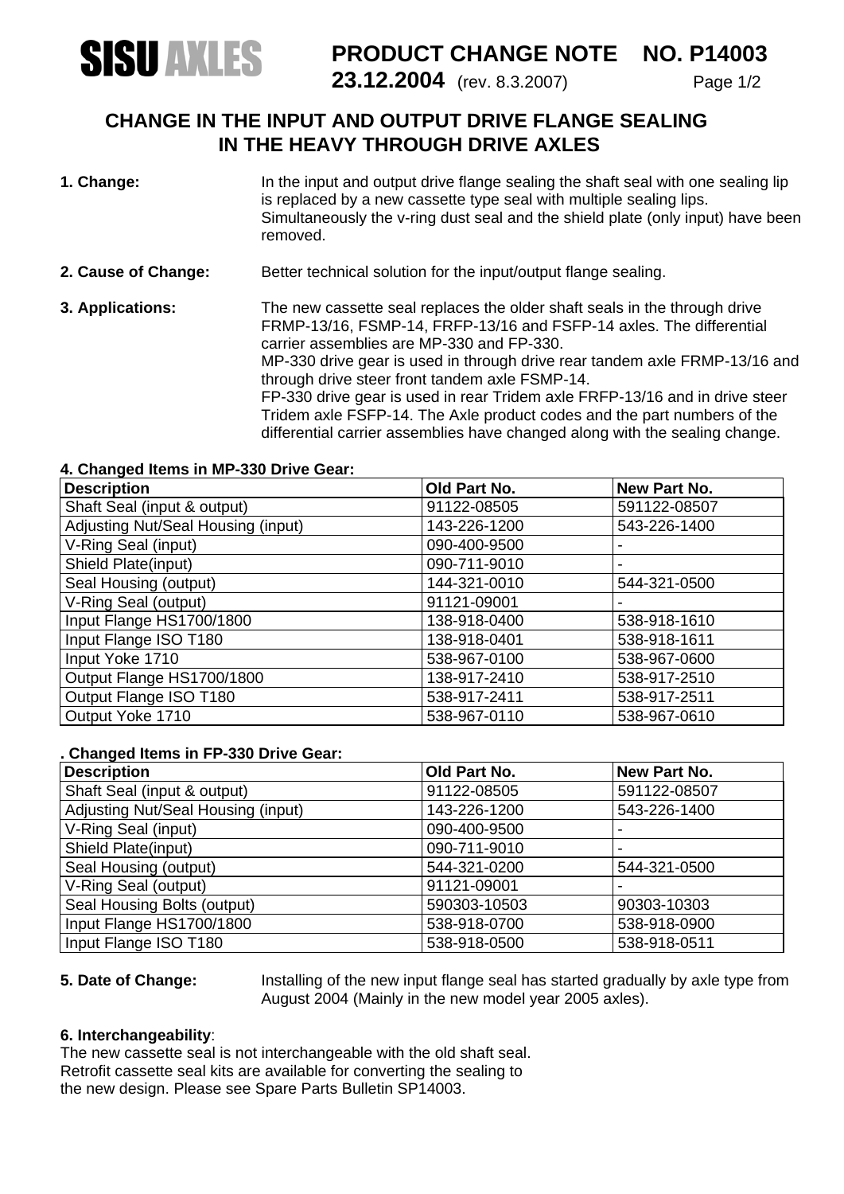**SISU AXLES** **PRODUCT CHANGE NOTE NO. P14003**
**23.12.2004** (rev. 8.3.2007)

## CHANGE IN THE INPUT AND OUTPUT DRIVE FLANGE SEALING IN THE HEAVY THROUGH DRIVE AXLES

**1. Change:** In the input and output drive flange sealing the shaft seal with one sealing lip is replaced by a new cassette type seal with multiple sealing lips. Simultaneously the v-ring dust seal and the shield plate (only input) have been removed.

**2. Cause of Change:** Better technical solution for the input/output flange sealing.

**3. Applications:** The new cassette seal replaces the older shaft seals in the through drive FRMP-13/16, FSMP-14, FRFP-13/16 and FSFP-14 axles. The differential carrier assemblies are MP-330 and FP-330.
MP-330 drive gear is used in through drive rear tandem axle FRMP-13/16 and through drive steer front tandem axle FSMP-14.
FP-330 drive gear is used in rear Tridem axle FRFP-13/16 and in drive steer Tridem axle FSFP-14. The Axle product codes and the part numbers of the differential carrier assemblies have changed along with the sealing change.

**4. Changed Items in MP-330 Drive Gear:**

| Description | Old Part No. | New Part No. |
|---|---|---|
| Shaft Seal (input & output) | 91122-08505 | 591122-08507 |
| Adjusting Nut/Seal Housing (input) | 143-226-1200 | 543-226-1400 |
| V-Ring Seal (input) | 090-400-9500 | - |
| Shield Plate(input) | 090-711-9010 | - |
| Seal Housing (output) | 144-321-0010 | 544-321-0500 |
| V-Ring Seal (output) | 91121-09001 | - |
| Input Flange HS1700/1800 | 138-918-0400 | 538-918-1610 |
| Input Flange ISO T180 | 138-918-0401 | 538-918-1611 |
| Input Yoke 1710 | 538-967-0100 | 538-967-0600 |
| Output Flange HS1700/1800 | 138-917-2410 | 538-917-2510 |
| Output Flange ISO T180 | 538-917-2411 | 538-917-2511 |
| Output Yoke 1710 | 538-967-0110 | 538-967-0610 |

**. Changed Items in FP-330 Drive Gear:**

| Description | Old Part No. | New Part No. |
|---|---|---|
| Shaft Seal (input & output) | 91122-08505 | 591122-08507 |
| Adjusting Nut/Seal Housing (input) | 143-226-1200 | 543-226-1400 |
| V-Ring Seal (input) | 090-400-9500 | - |
| Shield Plate(input) | 090-711-9010 | - |
| Seal Housing (output) | 544-321-0200 | 544-321-0500 |
| V-Ring Seal (output) | 91121-09001 | - |
| Seal Housing Bolts (output) | 590303-10503 | 90303-10303 |
| Input Flange HS1700/1800 | 538-918-0700 | 538-918-0900 |
| Input Flange ISO T180 | 538-918-0500 | 538-918-0511 |

**5. Date of Change:** Installing of the new input flange seal has started gradually by axle type from August 2004 (Mainly in the new model year 2005 axles).

**6. Interchangeability**:
The new cassette seal is not interchangeable with the old shaft seal.
Retrofit cassette seal kits are available for converting the sealing to the new design. Please see Spare Parts Bulletin SP14003.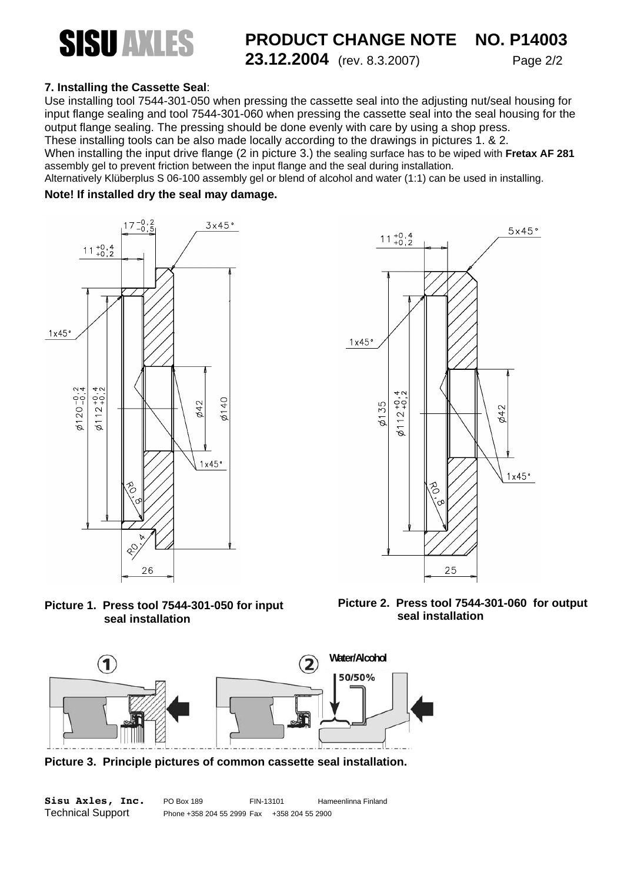**SISU AXLES**

# PRODUCT CHANGE NOTE NO. P14003

**23.12.2004** (rev. 8.3.2007)

### 7. Installing the Cassette Seal:

Use installing tool 7544-301-050 when pressing the cassette seal into the adjusting nut/seal housing for input flange sealing and tool 7544-301-060 when pressing the cassette seal into the seal housing for the output flange sealing. The pressing should be done evenly with care by using a shop press.
These installing tools can be also made locally according to the drawings in pictures 1. & 2.
When installing the input drive flange (2 in picture 3.) the sealing surface has to be wiped with **Fretax AF 281** assembly gel to prevent friction between the input flange and the seal during installation.
Alternatively Klüberplus S 06-100 assembly gel or blend of alcohol and water (1:1) can be used in installing.

**Note! If installed dry the seal may damage.**

$17^{-0,2}_{-0,5}$
3x45°
$11^{+0,4}_{+0,2}$
1x45°
ø$120^{-0,2}_{-0,4}$
ø$112^{+0,4}_{+0,2}$
ø42
ø140
1x45°
R0,8
R0,4
26

**Picture 1. Press tool 7544-301-050 for input seal installation**

$11^{+0,4}_{+0,2}$
5x45°
1x45°
ø135
ø$112^{+0,4}_{+0,2}$
ø42
1x45°
R0,8
25

**Picture 2. Press tool 7544-301-060 for output seal installation**

1
2
Water/Alcohol
50/50%

**Picture 3. Principle pictures of common cassette seal installation.**

**Sisu Axles, Inc.** PO Box 189 FIN-13101 Hameenlinna Finland
Technical Support Phone +358 204 55 2999 Fax +358 204 55 2900